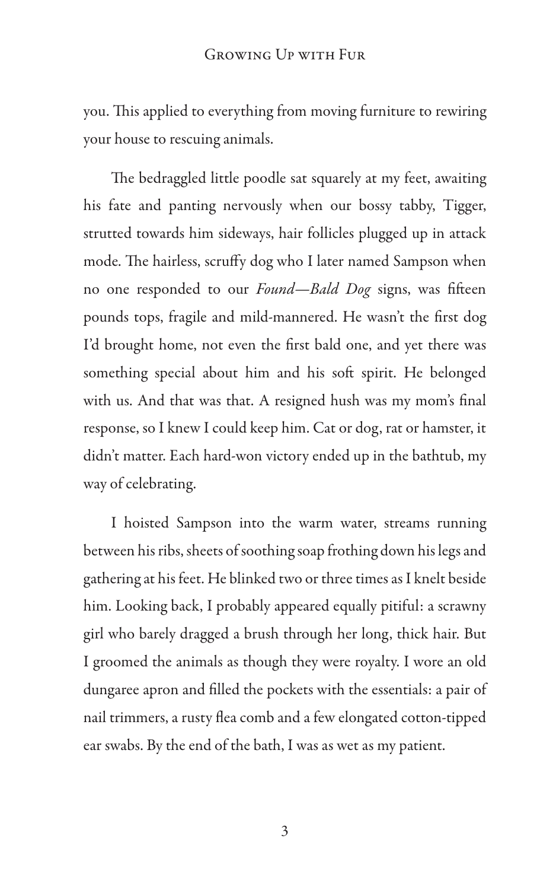you. This applied to everything from moving furniture to rewiring your house to rescuing animals.

The bedraggled little poodle sat squarely at my feet, awaiting his fate and panting nervously when our bossy tabby, Tigger, strutted towards him sideways, hair follicles plugged up in attack mode. The hairless, scruffy dog who I later named Sampson when no one responded to our *Found—Bald Dog* signs, was fifteen pounds tops, fragile and mild-mannered. He wasn't the first dog I'd brought home, not even the first bald one, and yet there was something special about him and his soft spirit. He belonged with us. And that was that. A resigned hush was my mom's final response, so I knew I could keep him. Cat or dog, rat or hamster, it didn't matter. Each hard-won victory ended up in the bathtub, my way of celebrating.

I hoisted Sampson into the warm water, streams running between his ribs, sheets of soothing soap frothing down his legs and gathering at his feet. He blinked two or three times as I knelt beside him. Looking back, I probably appeared equally pitiful: a scrawny girl who barely dragged a brush through her long, thick hair. But I groomed the animals as though they were royalty. I wore an old dungaree apron and filled the pockets with the essentials: a pair of nail trimmers, a rusty flea comb and a few elongated cotton-tipped ear swabs. By the end of the bath, I was as wet as my patient.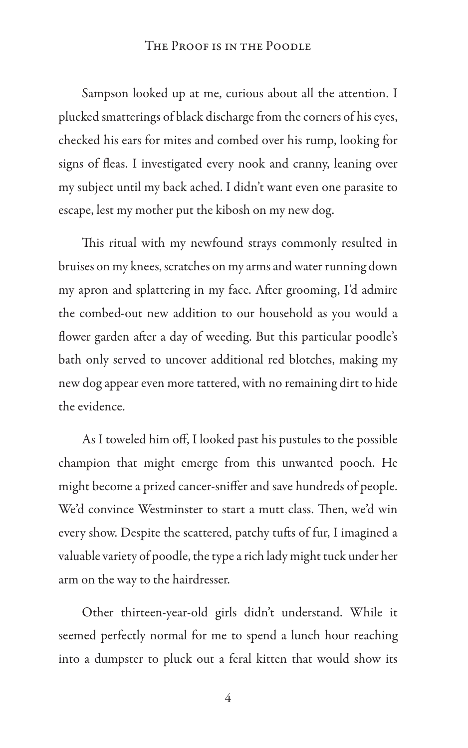Sampson looked up at me, curious about all the attention. I plucked smatterings of black discharge from the corners of his eyes, checked his ears for mites and combed over his rump, looking for signs of fleas. I investigated every nook and cranny, leaning over my subject until my back ached. I didn't want even one parasite to escape, lest my mother put the kibosh on my new dog.

This ritual with my newfound strays commonly resulted in bruises on my knees, scratches on my arms and water running down my apron and splattering in my face. After grooming, I'd admire the combed-out new addition to our household as you would a flower garden after a day of weeding. But this particular poodle's bath only served to uncover additional red blotches, making my new dog appear even more tattered, with no remaining dirt to hide the evidence.

As I toweled him off, I looked past his pustules to the possible champion that might emerge from this unwanted pooch. He might become a prized cancer-sniffer and save hundreds of people. We'd convince Westminster to start a mutt class. Then, we'd win every show. Despite the scattered, patchy tufts of fur, I imagined a valuable variety of poodle, the type a rich lady might tuck under her arm on the way to the hairdresser.

Other thirteen-year-old girls didn't understand. While it seemed perfectly normal for me to spend a lunch hour reaching into a dumpster to pluck out a feral kitten that would show its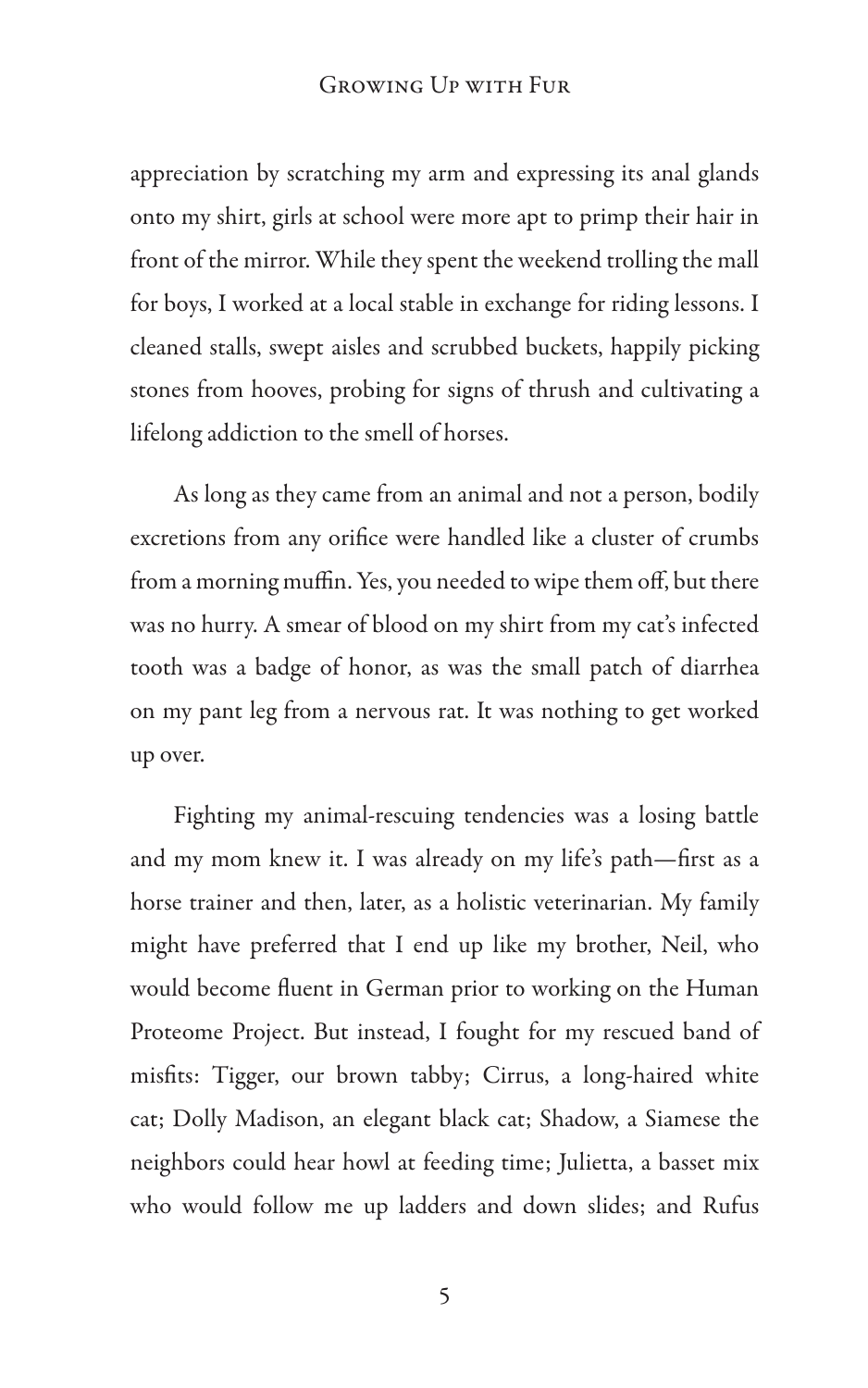appreciation by scratching my arm and expressing its anal glands onto my shirt, girls at school were more apt to primp their hair in front of the mirror. While they spent the weekend trolling the mall for boys, I worked at a local stable in exchange for riding lessons. I cleaned stalls, swept aisles and scrubbed buckets, happily picking stones from hooves, probing for signs of thrush and cultivating a lifelong addiction to the smell of horses.

As long as they came from an animal and not a person, bodily excretions from any orifice were handled like a cluster of crumbs from a morning muffin. Yes, you needed to wipe them off, but there was no hurry. A smear of blood on my shirt from my cat's infected tooth was a badge of honor, as was the small patch of diarrhea on my pant leg from a nervous rat. It was nothing to get worked up over.

Fighting my animal-rescuing tendencies was a losing battle and my mom knew it. I was already on my life's path—first as a horse trainer and then, later, as a holistic veterinarian. My family might have preferred that I end up like my brother, Neil, who would become fluent in German prior to working on the Human Proteome Project. But instead, I fought for my rescued band of misfits: Tigger, our brown tabby; Cirrus, a long-haired white cat; Dolly Madison, an elegant black cat; Shadow, a Siamese the neighbors could hear howl at feeding time; Julietta, a basset mix who would follow me up ladders and down slides; and Rufus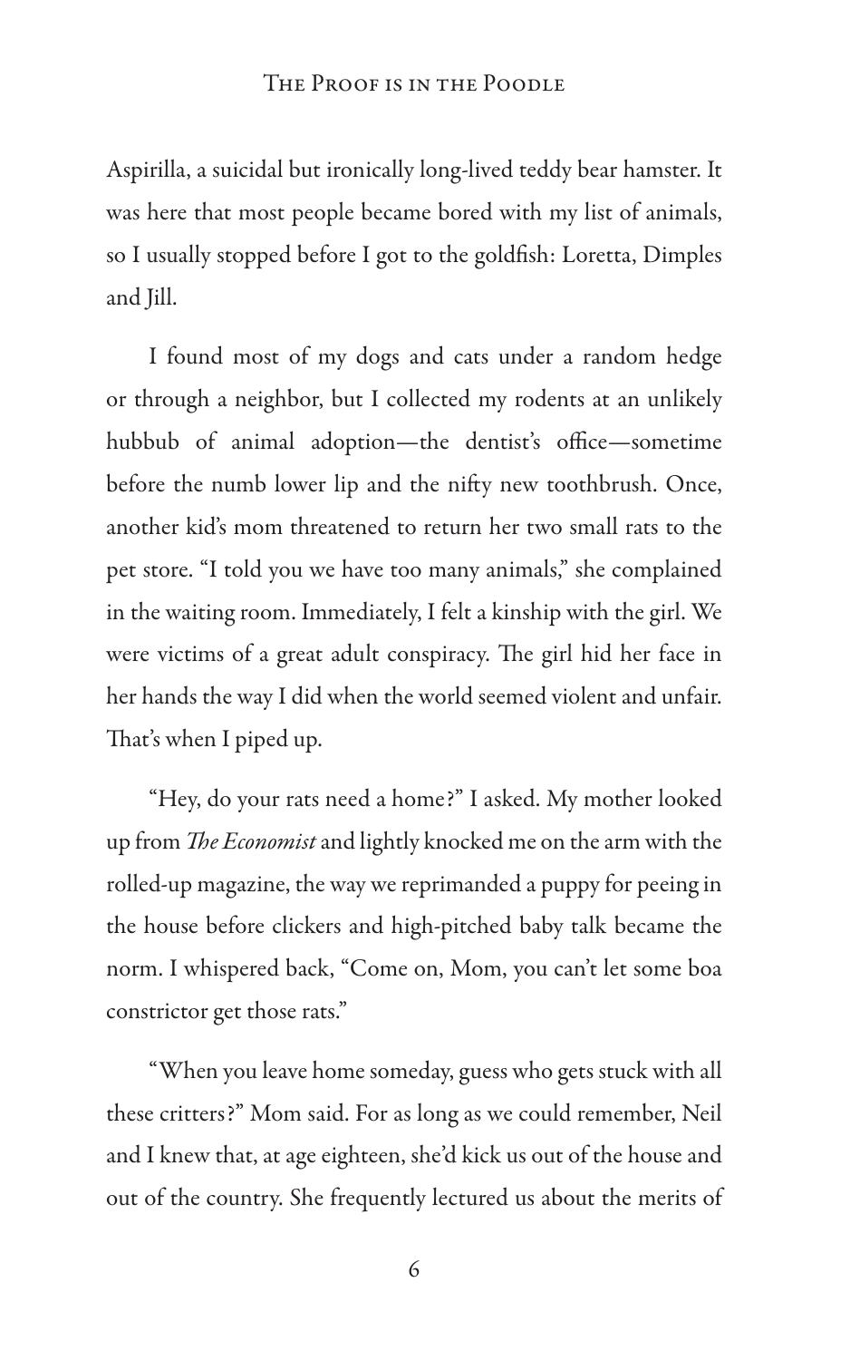Aspirilla, a suicidal but ironically long-lived teddy bear hamster. It was here that most people became bored with my list of animals, so I usually stopped before I got to the goldfish: Loretta, Dimples and Jill.

I found most of my dogs and cats under a random hedge or through a neighbor, but I collected my rodents at an unlikely hubbub of animal adoption—the dentist's office—sometime before the numb lower lip and the nifty new toothbrush. Once, another kid's mom threatened to return her two small rats to the pet store. "I told you we have too many animals," she complained in the waiting room. Immediately, I felt a kinship with the girl. We were victims of a great adult conspiracy. The girl hid her face in her hands the way I did when the world seemed violent and unfair. That's when I piped up.

"Hey, do your rats need a home?" I asked. My mother looked up from *The Economist* and lightly knocked me on the arm with the rolled-up magazine, the way we reprimanded a puppy for peeing in the house before clickers and high-pitched baby talk became the norm. I whispered back, "Come on, Mom, you can't let some boa constrictor get those rats."

"When you leave home someday, guess who gets stuck with all these critters?" Mom said. For as long as we could remember, Neil and I knew that, at age eighteen, she'd kick us out of the house and out of the country. She frequently lectured us about the merits of